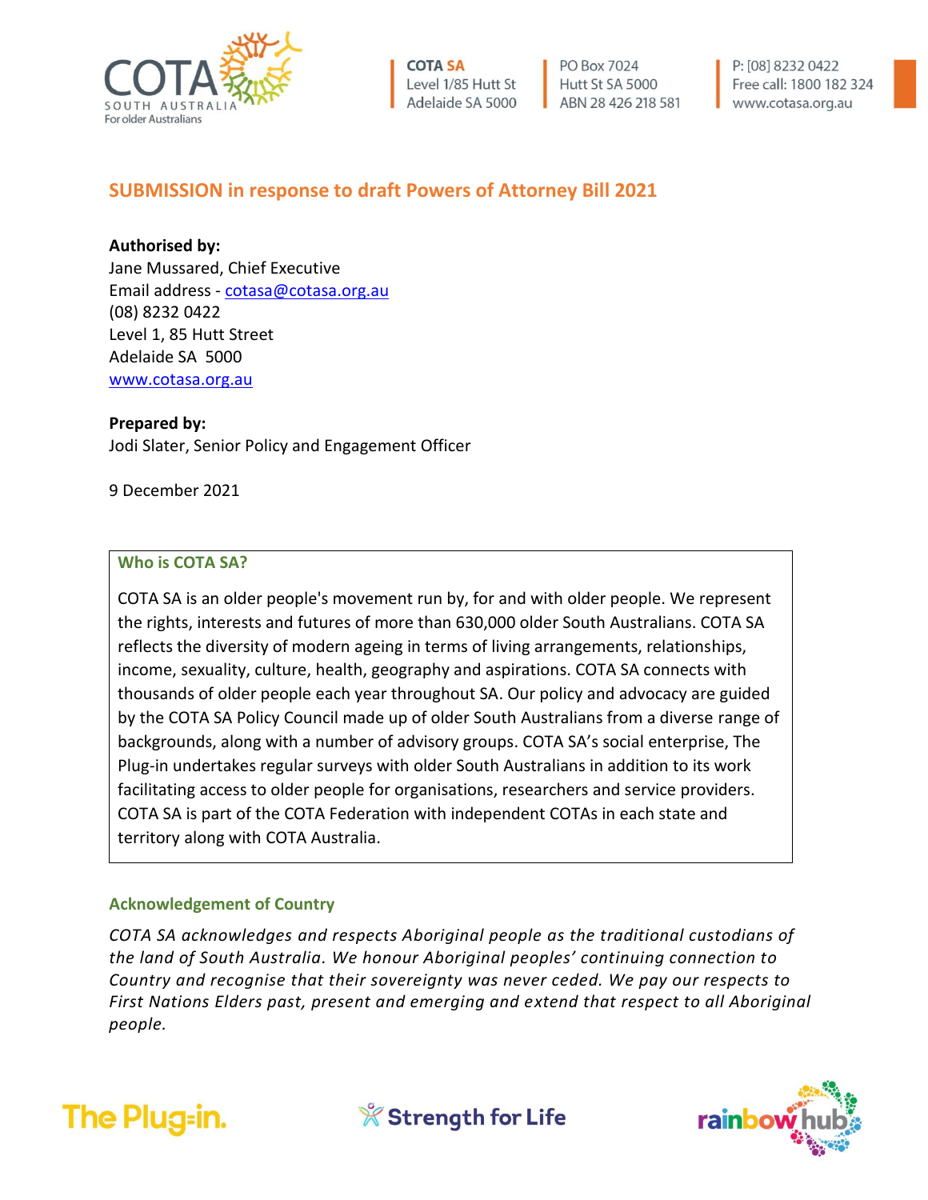COTA SA
Level 1/85 Hutt St
Adelaide SA 5000

PO Box 7024
Hutt St SA 5000
ABN 28 426 218 581

P: [08] 8232 0422
Free call: 1800 182 324
www.cotasa.org.au

## SUBMISSION in response to draft Powers of Attorney Bill 2021

**Authorised by:**
Jane Mussared, Chief Executive
Email address - cotasa@cotasa.org.au
(08) 8232 0422
Level 1, 85 Hutt Street
Adelaide SA 5000
www.cotasa.org.au

**Prepared by:**
Jodi Slater, Senior Policy and Engagement Officer

9 December 2021

### Who is COTA SA?

COTA SA is an older people's movement run by, for and with older people. We represent the rights, interests and futures of more than 630,000 older South Australians. COTA SA reflects the diversity of modern ageing in terms of living arrangements, relationships, income, sexuality, culture, health, geography and aspirations. COTA SA connects with thousands of older people each year throughout SA. Our policy and advocacy are guided by the COTA SA Policy Council made up of older South Australians from a diverse range of backgrounds, along with a number of advisory groups. COTA SA's social enterprise, The Plug-in undertakes regular surveys with older South Australians in addition to its work facilitating access to older people for organisations, researchers and service providers. COTA SA is part of the COTA Federation with independent COTAs in each state and territory along with COTA Australia.

### Acknowledgement of Country

*COTA SA acknowledges and respects Aboriginal people as the traditional custodians of the land of South Australia. We honour Aboriginal peoples' continuing connection to Country and recognise that their sovereignty was never ceded. We pay our respects to First Nations Elders past, present and emerging and extend that respect to all Aboriginal people.*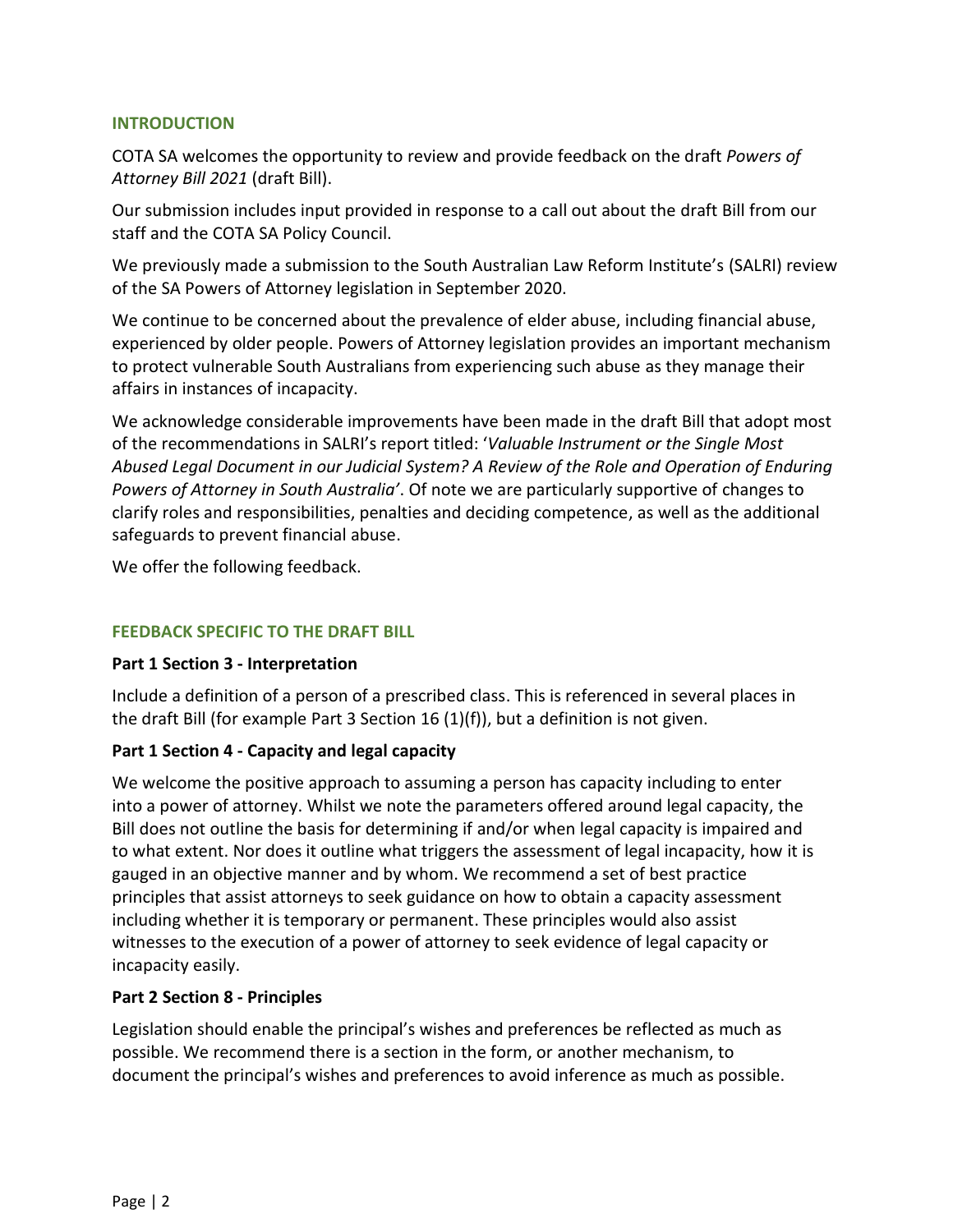## INTRODUCTION

COTA SA welcomes the opportunity to review and provide feedback on the draft *Powers of Attorney Bill 2021* (draft Bill).

Our submission includes input provided in response to a call out about the draft Bill from our staff and the COTA SA Policy Council.

We previously made a submission to the South Australian Law Reform Institute's (SALRI) review of the SA Powers of Attorney legislation in September 2020.

We continue to be concerned about the prevalence of elder abuse, including financial abuse, experienced by older people. Powers of Attorney legislation provides an important mechanism to protect vulnerable South Australians from experiencing such abuse as they manage their affairs in instances of incapacity.

We acknowledge considerable improvements have been made in the draft Bill that adopt most of the recommendations in SALRI's report titled: '*Valuable Instrument or the Single Most Abused Legal Document in our Judicial System? A Review of the Role and Operation of Enduring Powers of Attorney in South Australia'*. Of note we are particularly supportive of changes to clarify roles and responsibilities, penalties and deciding competence, as well as the additional safeguards to prevent financial abuse.

We offer the following feedback.

## FEEDBACK SPECIFIC TO THE DRAFT BILL

### Part 1 Section 3 - Interpretation

Include a definition of a person of a prescribed class. This is referenced in several places in the draft Bill (for example Part 3 Section 16 (1)(f)), but a definition is not given.

### Part 1 Section 4 - Capacity and legal capacity

We welcome the positive approach to assuming a person has capacity including to enter into a power of attorney. Whilst we note the parameters offered around legal capacity, the Bill does not outline the basis for determining if and/or when legal capacity is impaired and to what extent. Nor does it outline what triggers the assessment of legal incapacity, how it is gauged in an objective manner and by whom. We recommend a set of best practice principles that assist attorneys to seek guidance on how to obtain a capacity assessment including whether it is temporary or permanent. These principles would also assist witnesses to the execution of a power of attorney to seek evidence of legal capacity or incapacity easily.

### Part 2 Section 8 - Principles

Legislation should enable the principal's wishes and preferences be reflected as much as possible. We recommend there is a section in the form, or another mechanism, to document the principal's wishes and preferences to avoid inference as much as possible.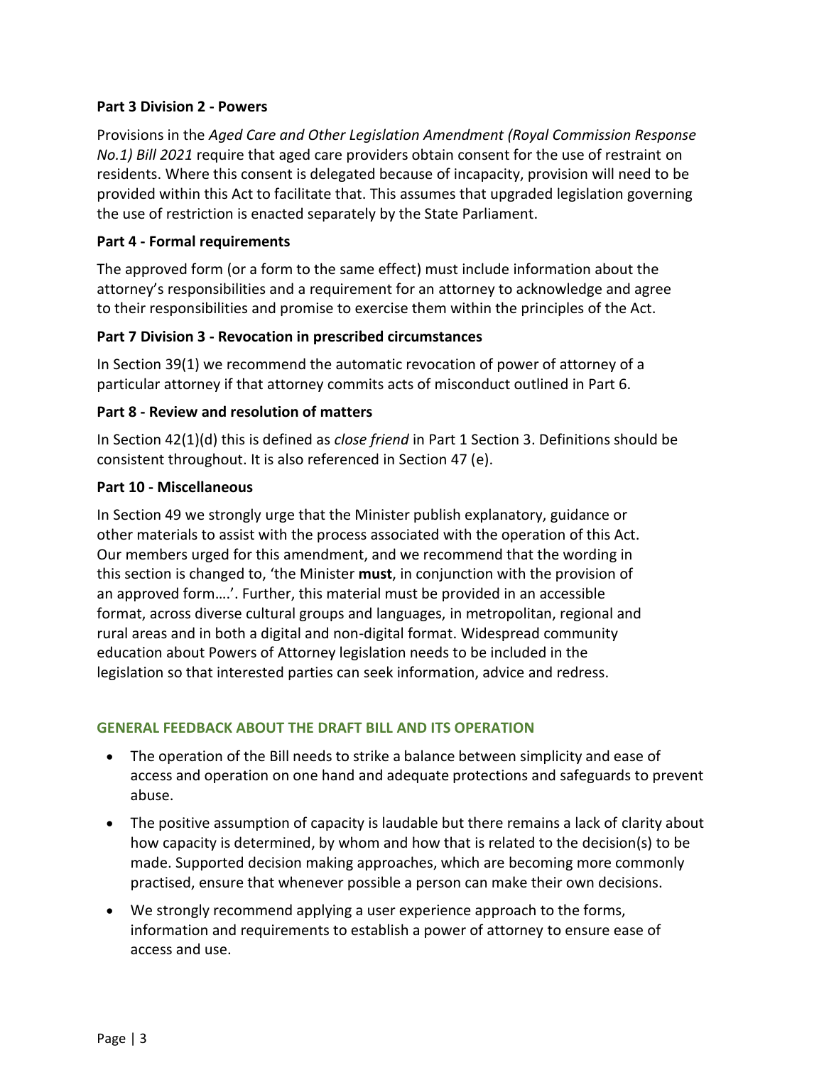**Part 3 Division 2 - Powers**

Provisions in the *Aged Care and Other Legislation Amendment (Royal Commission Response No.1) Bill 2021* require that aged care providers obtain consent for the use of restraint on residents. Where this consent is delegated because of incapacity, provision will need to be provided within this Act to facilitate that. This assumes that upgraded legislation governing the use of restriction is enacted separately by the State Parliament.

**Part 4 - Formal requirements**

The approved form (or a form to the same effect) must include information about the attorney's responsibilities and a requirement for an attorney to acknowledge and agree to their responsibilities and promise to exercise them within the principles of the Act.

**Part 7 Division 3 - Revocation in prescribed circumstances**

In Section 39(1) we recommend the automatic revocation of power of attorney of a particular attorney if that attorney commits acts of misconduct outlined in Part 6.

**Part 8 - Review and resolution of matters**

In Section 42(1)(d) this is defined as *close friend* in Part 1 Section 3. Definitions should be consistent throughout. It is also referenced in Section 47 (e).

**Part 10 - Miscellaneous**

In Section 49 we strongly urge that the Minister publish explanatory, guidance or other materials to assist with the process associated with the operation of this Act. Our members urged for this amendment, and we recommend that the wording in this section is changed to, 'the Minister **must**, in conjunction with the provision of an approved form….'. Further, this material must be provided in an accessible format, across diverse cultural groups and languages, in metropolitan, regional and rural areas and in both a digital and non-digital format. Widespread community education about Powers of Attorney legislation needs to be included in the legislation so that interested parties can seek information, advice and redress.

## GENERAL FEEDBACK ABOUT THE DRAFT BILL AND ITS OPERATION

- The operation of the Bill needs to strike a balance between simplicity and ease of access and operation on one hand and adequate protections and safeguards to prevent abuse.
- The positive assumption of capacity is laudable but there remains a lack of clarity about how capacity is determined, by whom and how that is related to the decision(s) to be made. Supported decision making approaches, which are becoming more commonly practised, ensure that whenever possible a person can make their own decisions.
- We strongly recommend applying a user experience approach to the forms, information and requirements to establish a power of attorney to ensure ease of access and use.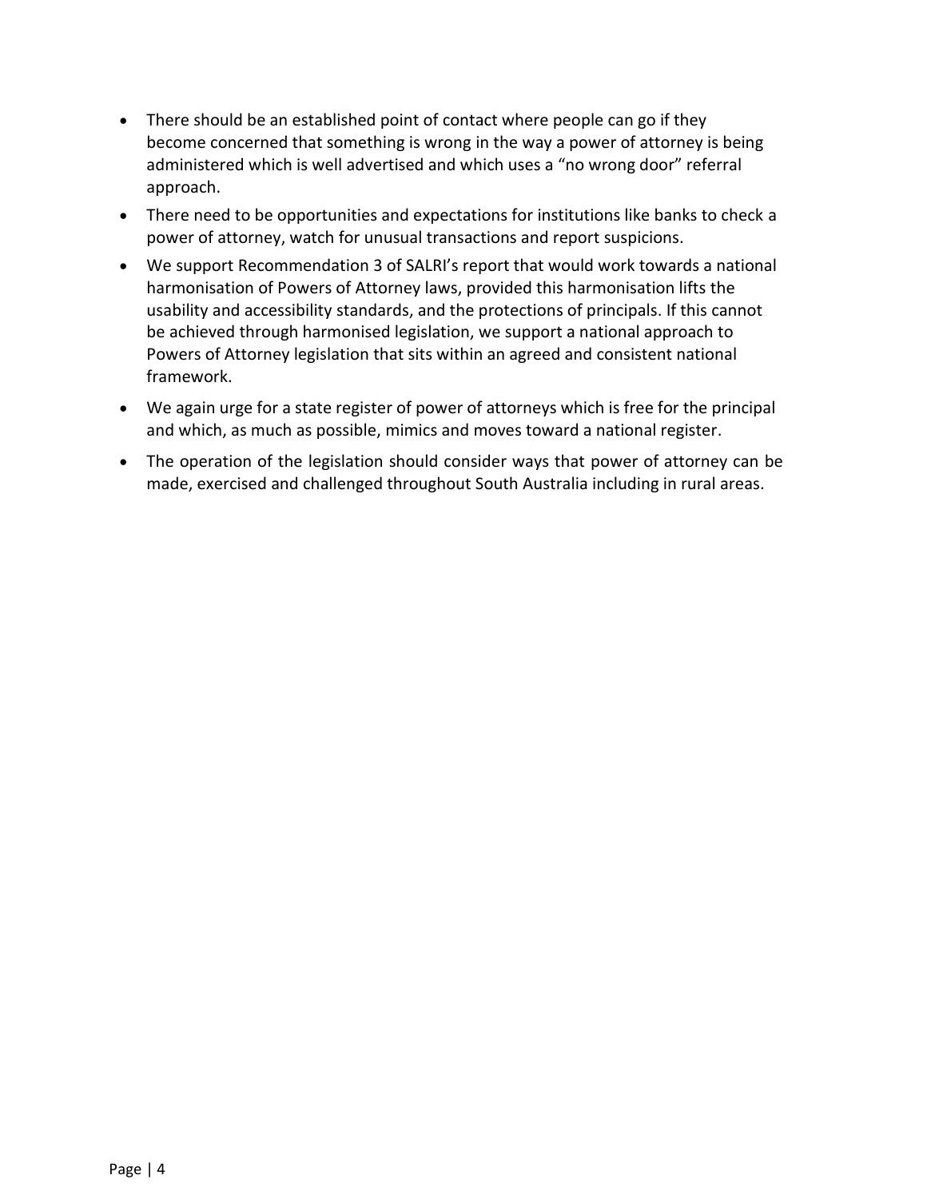- There should be an established point of contact where people can go if they become concerned that something is wrong in the way a power of attorney is being administered which is well advertised and which uses a "no wrong door" referral approach.
- There need to be opportunities and expectations for institutions like banks to check a power of attorney, watch for unusual transactions and report suspicions.
- We support Recommendation 3 of SALRI's report that would work towards a national harmonisation of Powers of Attorney laws, provided this harmonisation lifts the usability and accessibility standards, and the protections of principals. If this cannot be achieved through harmonised legislation, we support a national approach to Powers of Attorney legislation that sits within an agreed and consistent national framework.
- We again urge for a state register of power of attorneys which is free for the principal and which, as much as possible, mimics and moves toward a national register.
- The operation of the legislation should consider ways that power of attorney can be made, exercised and challenged throughout South Australia including in rural areas.